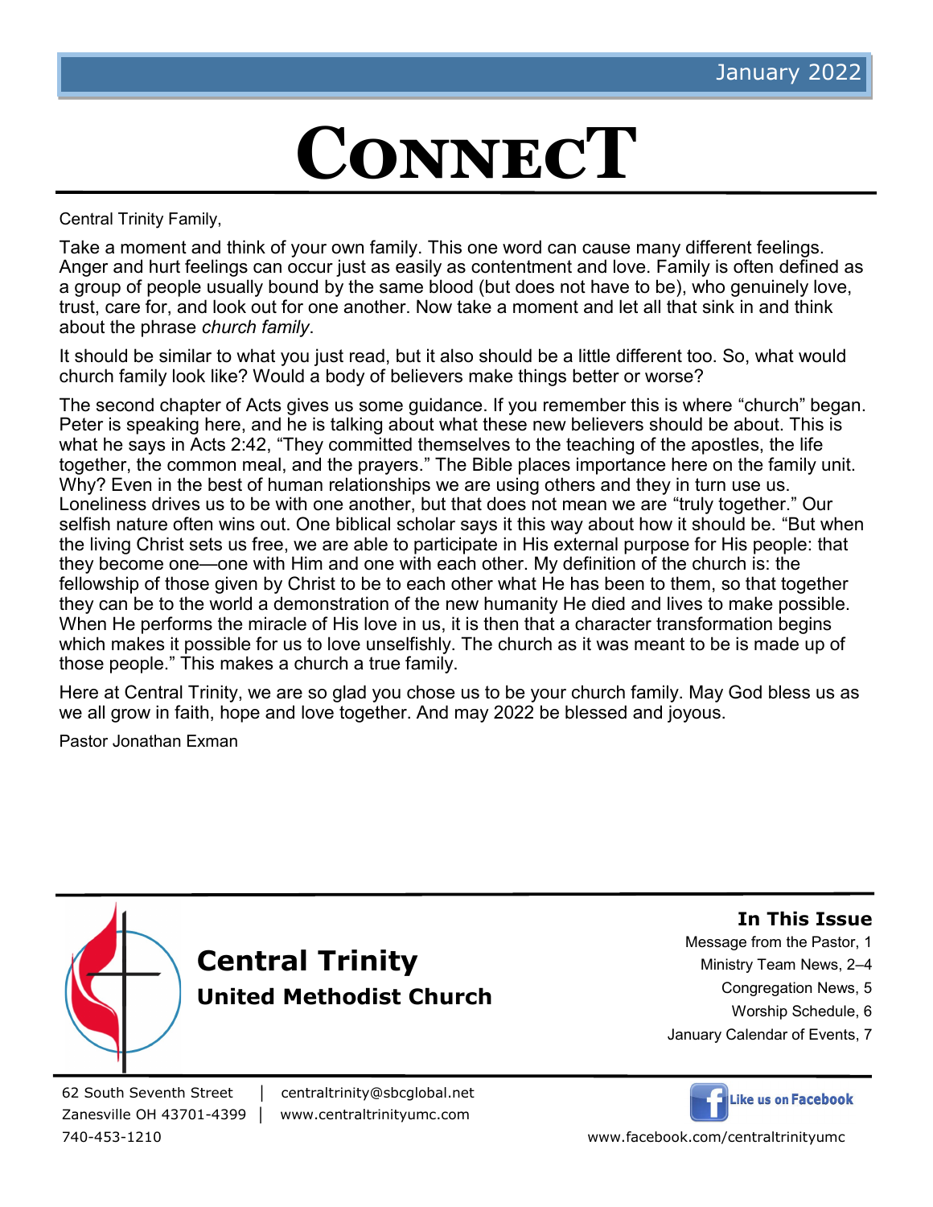January 2022

# CONNECT

Central Trinity Family,

Take a moment and think of your own family. This one word can cause many different feelings. Anger and hurt feelings can occur just as easily as contentment and love. Family is often defined as a group of people usually bound by the same blood (but does not have to be), who genuinely love, trust, care for, and look out for one another. Now take a moment and let all that sink in and think about the phrase *church family*.

It should be similar to what you just read, but it also should be a little different too. So, what would church family look like? Would a body of believers make things better or worse?

The second chapter of Acts gives us some guidance. If you remember this is where "church" began. Peter is speaking here, and he is talking about what these new believers should be about. This is what he says in Acts 2:42, "They committed themselves to the teaching of the apostles, the life together, the common meal, and the prayers." The Bible places importance here on the family unit. Why? Even in the best of human relationships we are using others and they in turn use us. Loneliness drives us to be with one another, but that does not mean we are "truly together." Our selfish nature often wins out. One biblical scholar says it this way about how it should be. "But when the living Christ sets us free, we are able to participate in His external purpose for His people: that they become one—one with Him and one with each other. My definition of the church is: the fellowship of those given by Christ to be to each other what He has been to them, so that together they can be to the world a demonstration of the new humanity He died and lives to make possible. When He performs the miracle of His love in us, it is then that a character transformation begins which makes it possible for us to love unselfishly. The church as it was meant to be is made up of those people." This makes a church a true family.

Here at Central Trinity, we are so glad you chose us to be your church family. May God bless us as we all grow in faith, hope and love together. And may 2022 be blessed and joyous.

Pastor Jonathan Exman

## Central Trinity
### United Methodist Church

**In This Issue**

- Message from the Pastor, 1
- Ministry Team News, 2–4
- Congregation News, 5
- Worship Schedule, 6
- January Calendar of Events, 7

62 South Seventh Street | centraltrinity@sbcglobal.net
Zanesville OH 43701-4399 | www.centraltrinityumc.com
740-453-1210

Like us on Facebook
www.facebook.com/centraltrinityumc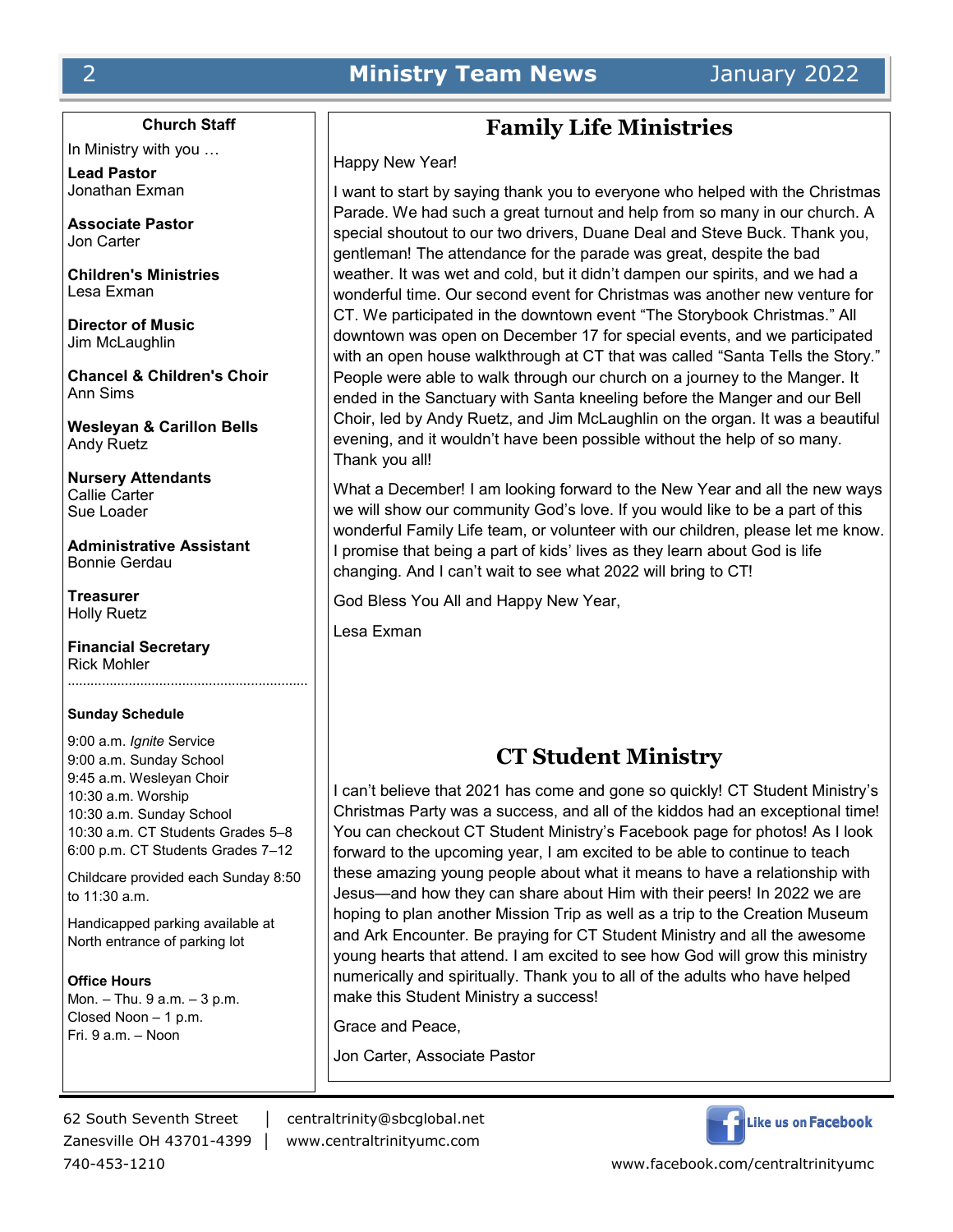## Church Staff

In Ministry with you …

**Lead Pastor**
Jonathan Exman

**Associate Pastor**
Jon Carter

**Children's Ministries**
Lesa Exman

**Director of Music**
Jim McLaughlin

**Chancel & Children's Choir**
Ann Sims

**Wesleyan & Carillon Bells**
Andy Ruetz

**Nursery Attendants**
Callie Carter
Sue Loader

**Administrative Assistant**
Bonnie Gerdau

**Treasurer**
Holly Ruetz

**Financial Secretary**
Rick Mohler

**Sunday Schedule**

9:00 a.m. *Ignite* Service
9:00 a.m. Sunday School
9:45 a.m. Wesleyan Choir
10:30 a.m. Worship
10:30 a.m. Sunday School
10:30 a.m. CT Students Grades 5–8
6:00 p.m. CT Students Grades 7–12

Childcare provided each Sunday 8:50 to 11:30 a.m.

Handicapped parking available at North entrance of parking lot

**Office Hours**
Mon. – Thu. 9 a.m. – 3 p.m.
Closed Noon – 1 p.m.
Fri. 9 a.m. – Noon

# Family Life Ministries

Happy New Year!

I want to start by saying thank you to everyone who helped with the Christmas Parade. We had such a great turnout and help from so many in our church. A special shoutout to our two drivers, Duane Deal and Steve Buck. Thank you, gentleman! The attendance for the parade was great, despite the bad weather. It was wet and cold, but it didn't dampen our spirits, and we had a wonderful time. Our second event for Christmas was another new venture for CT. We participated in the downtown event "The Storybook Christmas." All downtown was open on December 17 for special events, and we participated with an open house walkthrough at CT that was called "Santa Tells the Story." People were able to walk through our church on a journey to the Manger. It ended in the Sanctuary with Santa kneeling before the Manger and our Bell Choir, led by Andy Ruetz, and Jim McLaughlin on the organ. It was a beautiful evening, and it wouldn't have been possible without the help of so many. Thank you all!

What a December! I am looking forward to the New Year and all the new ways we will show our community God's love. If you would like to be a part of this wonderful Family Life team, or volunteer with our children, please let me know. I promise that being a part of kids' lives as they learn about God is life changing. And I can't wait to see what 2022 will bring to CT!

God Bless You All and Happy New Year,

Lesa Exman

# CT Student Ministry

I can't believe that 2021 has come and gone so quickly! CT Student Ministry's Christmas Party was a success, and all of the kiddos had an exceptional time! You can checkout CT Student Ministry's Facebook page for photos! As I look forward to the upcoming year, I am excited to be able to continue to teach these amazing young people about what it means to have a relationship with Jesus—and how they can share about Him with their peers! In 2022 we are hoping to plan another Mission Trip as well as a trip to the Creation Museum and Ark Encounter. Be praying for CT Student Ministry and all the awesome young hearts that attend. I am excited to see how God will grow this ministry numerically and spiritually. Thank you to all of the adults who have helped make this Student Ministry a success!

Grace and Peace,

Jon Carter, Associate Pastor

62 South Seventh Street | centraltrinity@sbcglobal.net
Zanesville OH 43701-4399 | www.centraltrinityumc.com
740-453-1210

Like us on Facebook
www.facebook.com/centraltrinityumc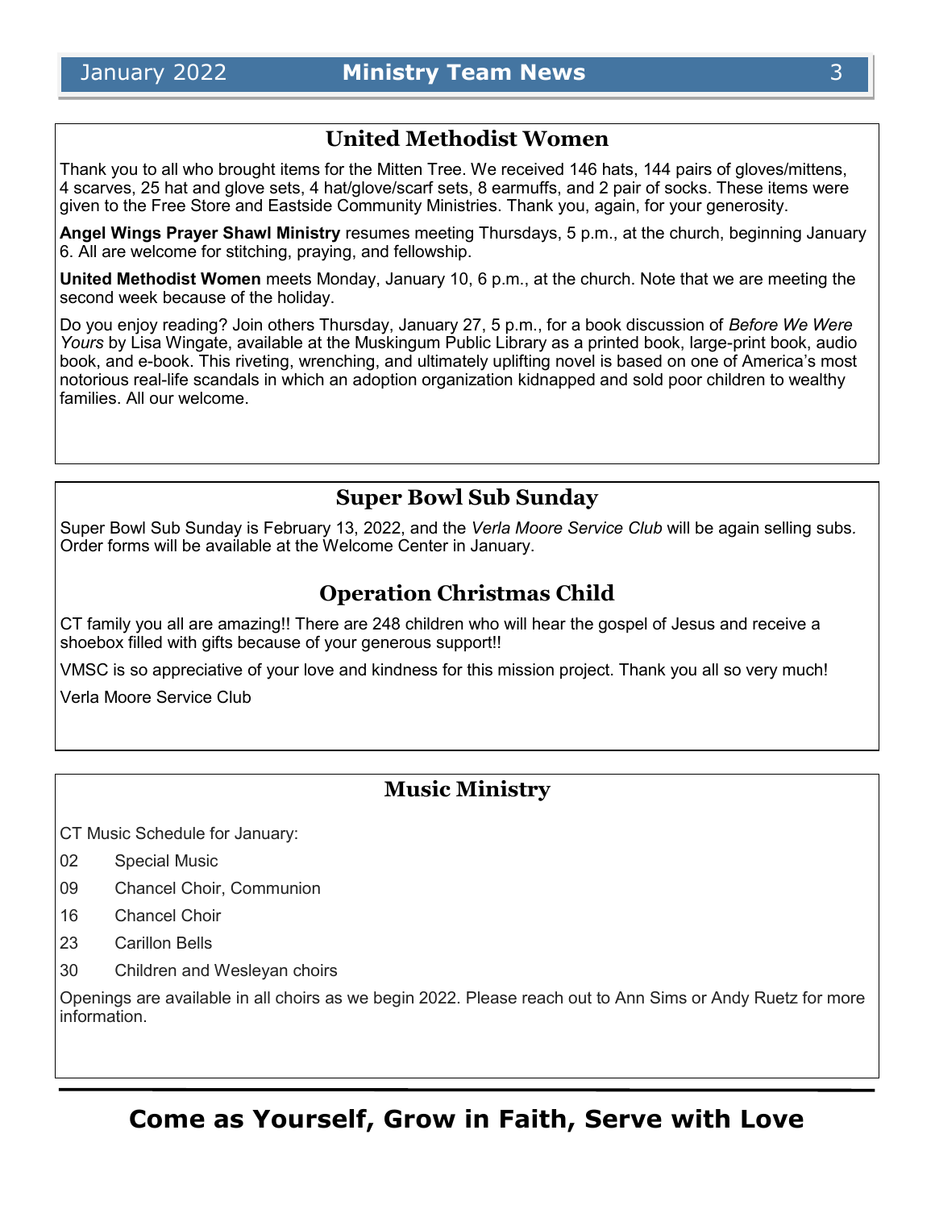## United Methodist Women

Thank you to all who brought items for the Mitten Tree. We received 146 hats, 144 pairs of gloves/mittens, 4 scarves, 25 hat and glove sets, 4 hat/glove/scarf sets, 8 earmuffs, and 2 pair of socks. These items were given to the Free Store and Eastside Community Ministries. Thank you, again, for your generosity.

**Angel Wings Prayer Shawl Ministry** resumes meeting Thursdays, 5 p.m., at the church, beginning January 6. All are welcome for stitching, praying, and fellowship.

**United Methodist Women** meets Monday, January 10, 6 p.m., at the church. Note that we are meeting the second week because of the holiday.

Do you enjoy reading? Join others Thursday, January 27, 5 p.m., for a book discussion of *Before We Were Yours* by Lisa Wingate, available at the Muskingum Public Library as a printed book, large-print book, audio book, and e-book. This riveting, wrenching, and ultimately uplifting novel is based on one of America's most notorious real-life scandals in which an adoption organization kidnapped and sold poor children to wealthy families. All our welcome.

## Super Bowl Sub Sunday

Super Bowl Sub Sunday is February 13, 2022, and the *Verla Moore Service Club* will be again selling subs. Order forms will be available at the Welcome Center in January.

## Operation Christmas Child

CT family you all are amazing!! There are 248 children who will hear the gospel of Jesus and receive a shoebox filled with gifts because of your generous support!!

VMSC is so appreciative of your love and kindness for this mission project. Thank you all so very much!

Verla Moore Service Club

## Music Ministry

CT Music Schedule for January:

02 Special Music

09 Chancel Choir, Communion

16 Chancel Choir

23 Carillon Bells

30 Children and Wesleyan choirs

Openings are available in all choirs as we begin 2022. Please reach out to Ann Sims or Andy Ruetz for more information.

**Come as Yourself, Grow in Faith, Serve with Love**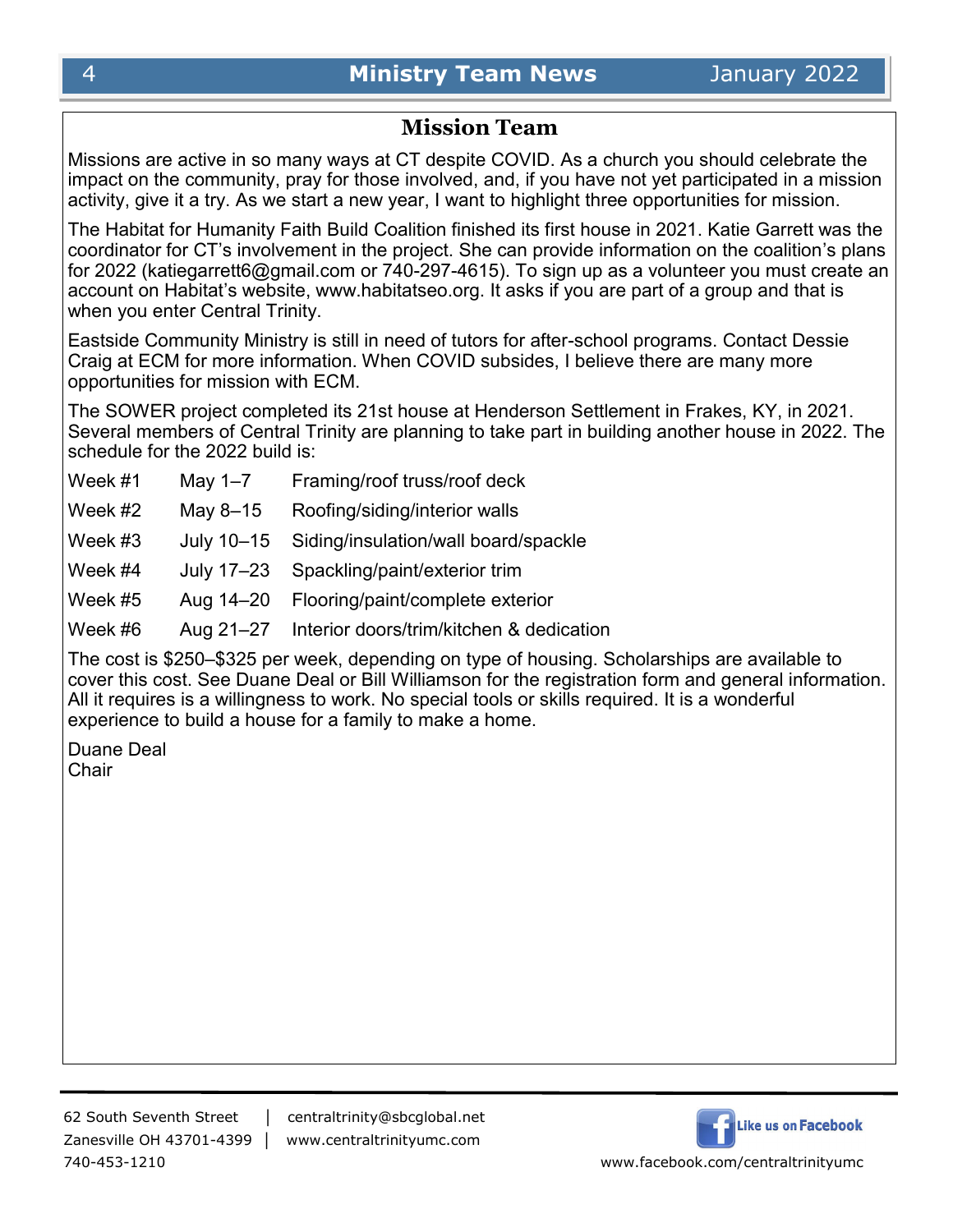## Mission Team

Missions are active in so many ways at CT despite COVID. As a church you should celebrate the impact on the community, pray for those involved, and, if you have not yet participated in a mission activity, give it a try. As we start a new year, I want to highlight three opportunities for mission.

The Habitat for Humanity Faith Build Coalition finished its first house in 2021. Katie Garrett was the coordinator for CT's involvement in the project. She can provide information on the coalition's plans for 2022 (katiegarrett6@gmail.com or 740-297-4615). To sign up as a volunteer you must create an account on Habitat's website, www.habitatseo.org. It asks if you are part of a group and that is when you enter Central Trinity.

Eastside Community Ministry is still in need of tutors for after-school programs. Contact Dessie Craig at ECM for more information. When COVID subsides, I believe there are many more opportunities for mission with ECM.

The SOWER project completed its 21st house at Henderson Settlement in Frakes, KY, in 2021. Several members of Central Trinity are planning to take part in building another house in 2022. The schedule for the 2022 build is:

| | | |
|---|---|---|
| Week #1 | May 1–7 | Framing/roof truss/roof deck |
| Week #2 | May 8–15 | Roofing/siding/interior walls |
| Week #3 | July 10–15 | Siding/insulation/wall board/spackle |
| Week #4 | July 17–23 | Spackling/paint/exterior trim |
| Week #5 | Aug 14–20 | Flooring/paint/complete exterior |
| Week #6 | Aug 21–27 | Interior doors/trim/kitchen & dedication |

The cost is $250–$325 per week, depending on type of housing. Scholarships are available to cover this cost. See Duane Deal or Bill Williamson for the registration form and general information. All it requires is a willingness to work. No special tools or skills required. It is a wonderful experience to build a house for a family to make a home.

Duane Deal
Chair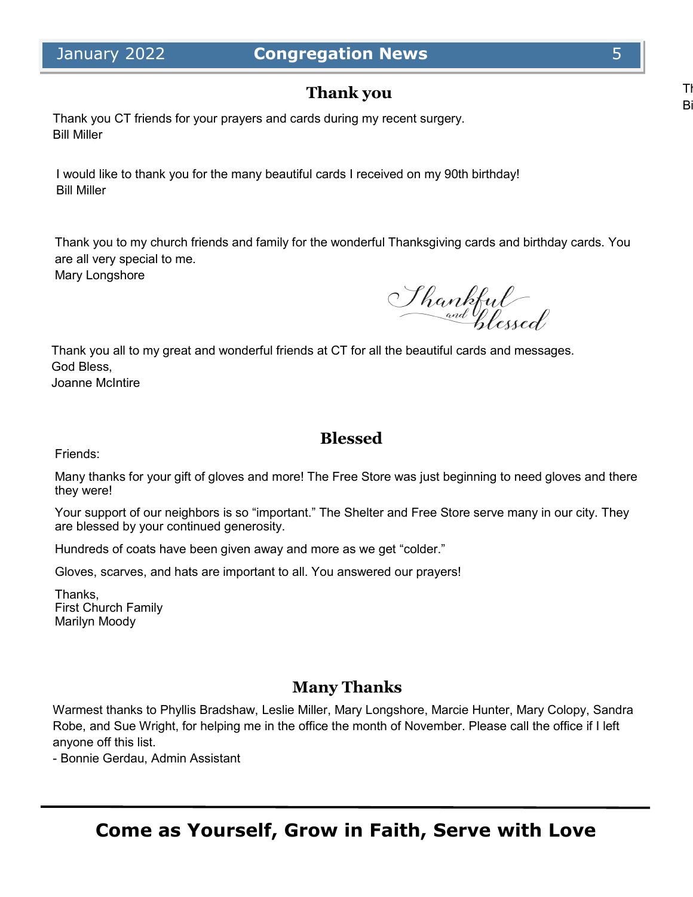## Thank you

Thank you CT friends for your prayers and cards during my recent surgery.
Bill Miller

I would like to thank you for the many beautiful cards I received on my 90th birthday!
Bill Miller

Thank you to my church friends and family for the wonderful Thanksgiving cards and birthday cards. You are all very special to me.
Mary Longshore

Thankful and blessed

Thank you all to my great and wonderful friends at CT for all the beautiful cards and messages.
God Bless,
Joanne McIntire

## Blessed

Friends:

Many thanks for your gift of gloves and more! The Free Store was just beginning to need gloves and there they were!

Your support of our neighbors is so "important." The Shelter and Free Store serve many in our city. They are blessed by your continued generosity.

Hundreds of coats have been given away and more as we get "colder."

Gloves, scarves, and hats are important to all. You answered our prayers!

Thanks,
First Church Family
Marilyn Moody

## Many Thanks

Warmest thanks to Phyllis Bradshaw, Leslie Miller, Mary Longshore, Marcie Hunter, Mary Colopy, Sandra Robe, and Sue Wright, for helping me in the office the month of November. Please call the office if I left anyone off this list.
- Bonnie Gerdau, Admin Assistant

**Come as Yourself, Grow in Faith, Serve with Love**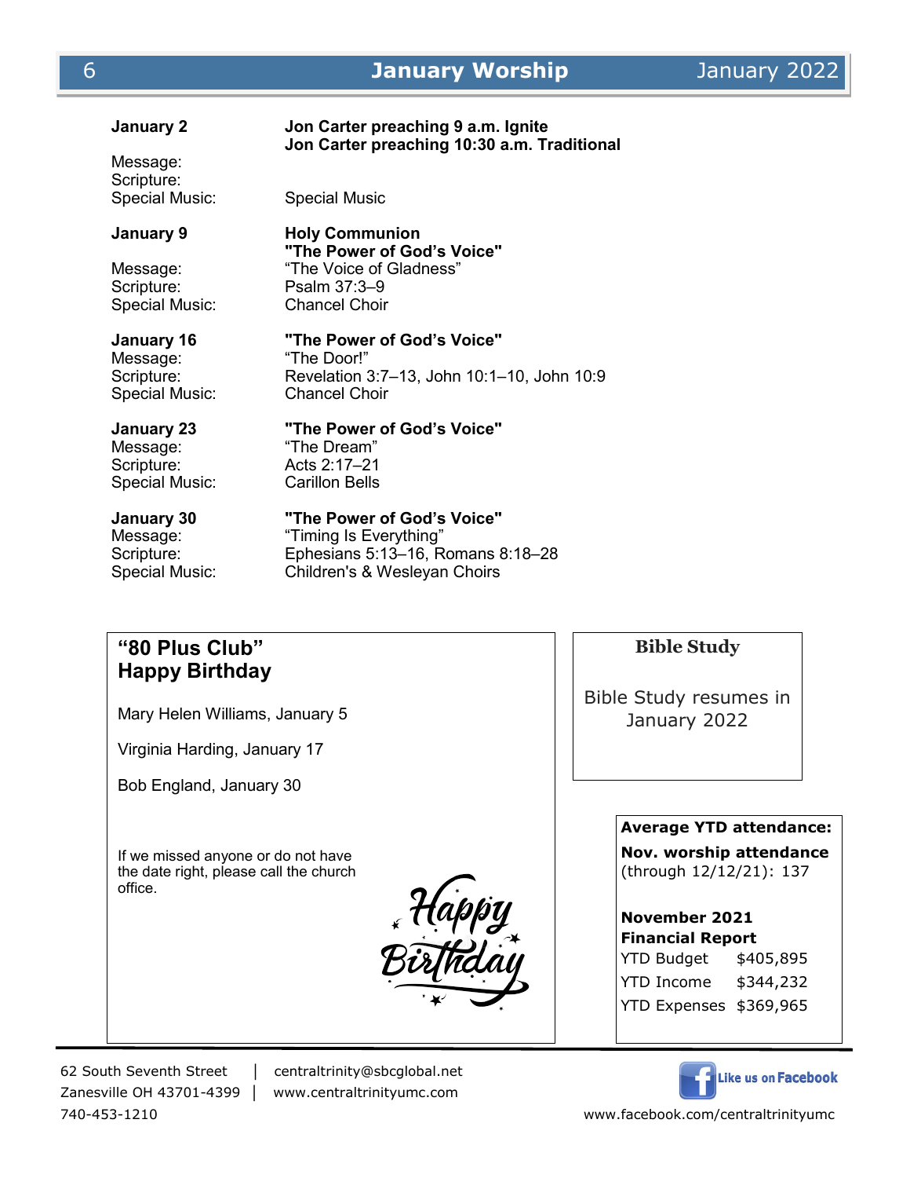# January Worship

**January 2** — **Jon Carter preaching 9 a.m. Ignite**
**Jon Carter preaching 10:30 a.m. Traditional**

Message:
Scripture:
Special Music: Special Music

**January 9** — **Holy Communion**
**"The Power of God's Voice"**

Message: "The Voice of Gladness"
Scripture: Psalm 37:3–9
Special Music: Chancel Choir

**January 16** — **"The Power of God's Voice"**

Message: "The Door!"
Scripture: Revelation 3:7–13, John 10:1–10, John 10:9
Special Music: Chancel Choir

**January 23** — **"The Power of God's Voice"**

Message: "The Dream"
Scripture: Acts 2:17–21
Special Music: Carillon Bells

**January 30** — **"The Power of God's Voice"**

Message: "Timing Is Everything"
Scripture: Ephesians 5:13–16, Romans 8:18–28
Special Music: Children's & Wesleyan Choirs

## "80 Plus Club" Happy Birthday

Mary Helen Williams, January 5

Virginia Harding, January 17

Bob England, January 30

If we missed anyone or do not have the date right, please call the church office.

Happy Birthday

## Bible Study

Bible Study resumes in January 2022

**Average YTD attendance:**

**Nov. worship attendance** (through 12/12/21): 137

**November 2021 Financial Report**

| | |
|---|---|
| YTD Budget | $405,895 |
| YTD Income | $344,232 |
| YTD Expenses | $369,965 |

62 South Seventh Street | centraltrinity@sbcglobal.net
Zanesville OH 43701-4399 | www.centraltrinityumc.com
740-453-1210

Like us on Facebook
www.facebook.com/centraltrinityumc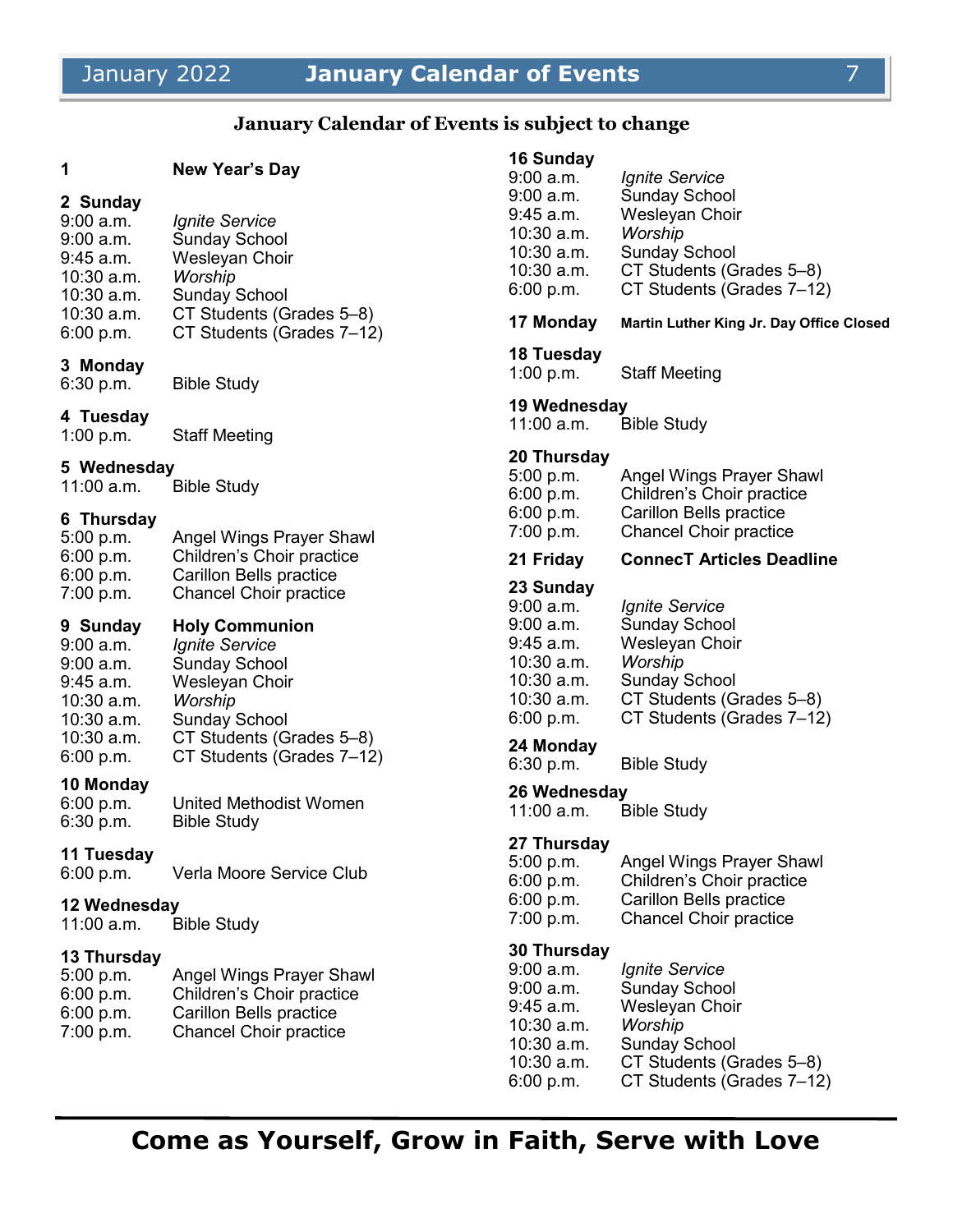# January Calendar of Events

**January Calendar of Events is subject to change**

**1** **New Year's Day**

**2 Sunday**

9:00 a.m. *Ignite Service*
9:00 a.m. Sunday School
9:45 a.m. Wesleyan Choir
10:30 a.m. *Worship*
10:30 a.m. Sunday School
10:30 a.m. CT Students (Grades 5–8)
6:00 p.m. CT Students (Grades 7–12)

**3 Monday**

6:30 p.m. Bible Study

**4 Tuesday**

1:00 p.m. Staff Meeting

**5 Wednesday**

11:00 a.m. Bible Study

**6 Thursday**

5:00 p.m. Angel Wings Prayer Shawl
6:00 p.m. Children's Choir practice
6:00 p.m. Carillon Bells practice
7:00 p.m. Chancel Choir practice

**9 Sunday** **Holy Communion**

9:00 a.m. *Ignite Service*
9:00 a.m. Sunday School
9:45 a.m. Wesleyan Choir
10:30 a.m. *Worship*
10:30 a.m. Sunday School
10:30 a.m. CT Students (Grades 5–8)
6:00 p.m. CT Students (Grades 7–12)

**10 Monday**

6:00 p.m. United Methodist Women
6:30 p.m. Bible Study

**11 Tuesday**

6:00 p.m. Verla Moore Service Club

**12 Wednesday**

11:00 a.m. Bible Study

**13 Thursday**

5:00 p.m. Angel Wings Prayer Shawl
6:00 p.m. Children's Choir practice
6:00 p.m. Carillon Bells practice
7:00 p.m. Chancel Choir practice

**16 Sunday**

9:00 a.m. *Ignite Service*
9:00 a.m. Sunday School
9:45 a.m. Wesleyan Choir
10:30 a.m. *Worship*
10:30 a.m. Sunday School
10:30 a.m. CT Students (Grades 5–8)
6:00 p.m. CT Students (Grades 7–12)

**17 Monday** **Martin Luther King Jr. Day Office Closed**

**18 Tuesday**

1:00 p.m. Staff Meeting

**19 Wednesday**

11:00 a.m. Bible Study

**20 Thursday**

5:00 p.m. Angel Wings Prayer Shawl
6:00 p.m. Children's Choir practice
6:00 p.m. Carillon Bells practice
7:00 p.m. Chancel Choir practice

**21 Friday** **ConnecT Articles Deadline**

**23 Sunday**

9:00 a.m. *Ignite Service*
9:00 a.m. Sunday School
9:45 a.m. Wesleyan Choir
10:30 a.m. *Worship*
10:30 a.m. Sunday School
10:30 a.m. CT Students (Grades 5–8)
6:00 p.m. CT Students (Grades 7–12)

**24 Monday**

6:30 p.m. Bible Study

**26 Wednesday**

11:00 a.m. Bible Study

**27 Thursday**

5:00 p.m. Angel Wings Prayer Shawl
6:00 p.m. Children's Choir practice
6:00 p.m. Carillon Bells practice
7:00 p.m. Chancel Choir practice

**30 Thursday**

9:00 a.m. *Ignite Service*
9:00 a.m. Sunday School
9:45 a.m. Wesleyan Choir
10:30 a.m. *Worship*
10:30 a.m. Sunday School
10:30 a.m. CT Students (Grades 5–8)
6:00 p.m. CT Students (Grades 7–12)

**Come as Yourself, Grow in Faith, Serve with Love**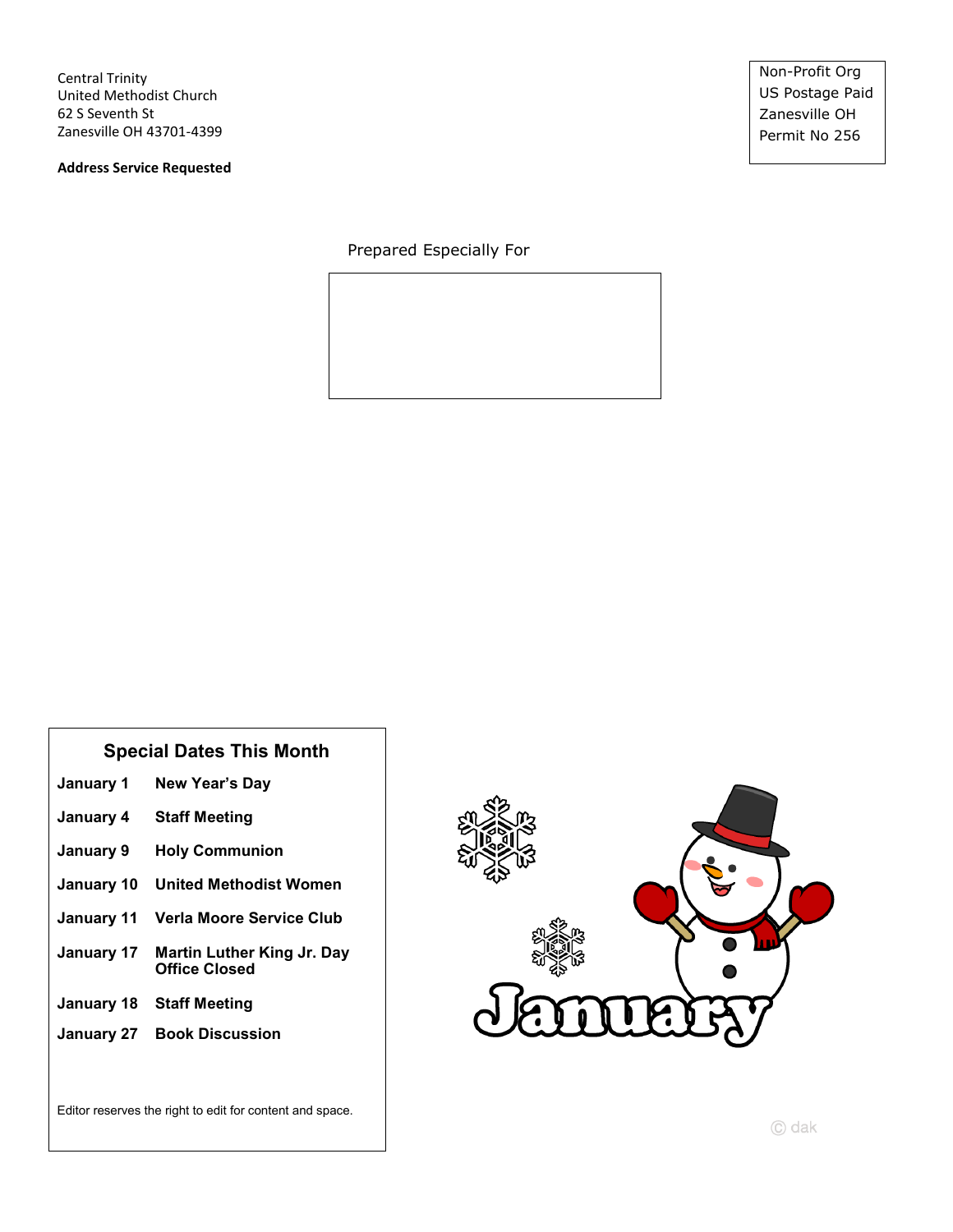Central Trinity
United Methodist Church
62 S Seventh St
Zanesville OH 43701-4399

**Address Service Requested**

Non-Profit Org
US Postage Paid
Zanesville OH
Permit No 256

Prepared Especially For

## Special Dates This Month

| | |
|---|---|
| **January 1** | **New Year's Day** |
| **January 4** | **Staff Meeting** |
| **January 9** | **Holy Communion** |
| **January 10** | **United Methodist Women** |
| **January 11** | **Verla Moore Service Club** |
| **January 17** | **Martin Luther King Jr. Day Office Closed** |
| **January 18** | **Staff Meeting** |
| **January 27** | **Book Discussion** |

Editor reserves the right to edit for content and space.

January

© dak